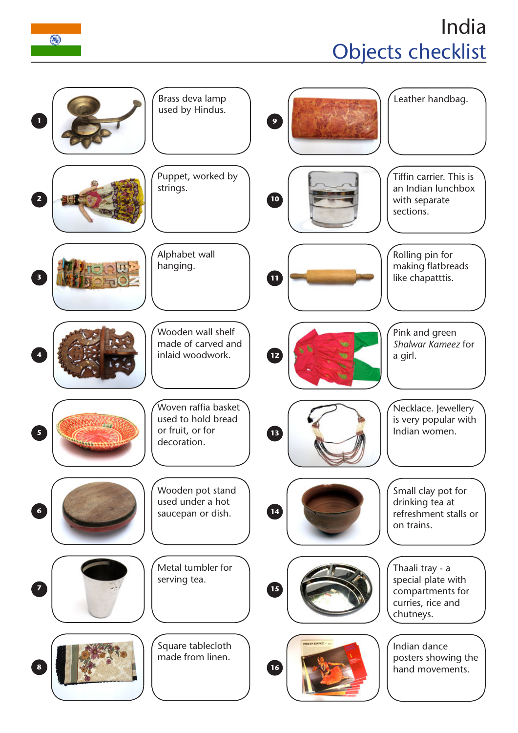# India

## Objects checklist

1. Brass deva lamp used by Hindus.
2. Puppet, worked by strings.
3. Alphabet wall hanging.
4. Wooden wall shelf made of carved and inlaid woodwork.
5. Woven raffia basket used to hold bread or fruit, or for decoration.
6. Wooden pot stand used under a hot saucepan or dish.
7. Metal tumbler for serving tea.
8. Square tablecloth made from linen.
9. Leather handbag.
10. Tiffin carrier. This is an Indian lunchbox with separate sections.
11. Rolling pin for making flatbreads like chapatttis.
12. Pink and green *Shalwar Kameez* for a girl.
13. Necklace. Jewellery is very popular with Indian women.
14. Small clay pot for drinking tea at refreshment stalls or on trains.
15. Thaali tray - a special plate with compartments for curries, rice and chutneys.
16. Indian dance posters showing the hand movements.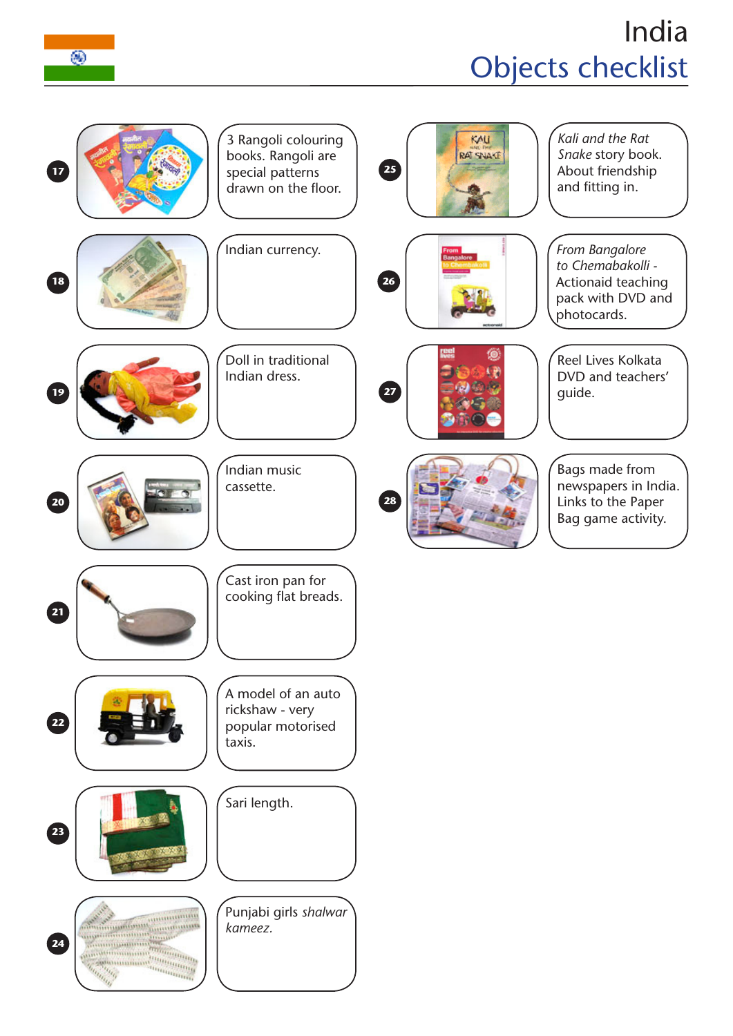# India

## Objects checklist

17. 3 Rangoli colouring books. Rangoli are special patterns drawn on the floor.

18. Indian currency.

19. Doll in traditional Indian dress.

20. Indian music cassette.

21. Cast iron pan for cooking flat breads.

22. A model of an auto rickshaw - very popular motorised taxis.

23. Sari length.

24. Punjabi girls *shalwar kameez.*

25. *Kali and the Rat Snake* story book. About friendship and fitting in.

26. *From Bangalore to Chembakolli* - Actionaid teaching pack with DVD and photocards.

27. Reel Lives Kolkata DVD and teachers' guide.

28. Bags made from newspapers in India. Links to the Paper Bag game activity.